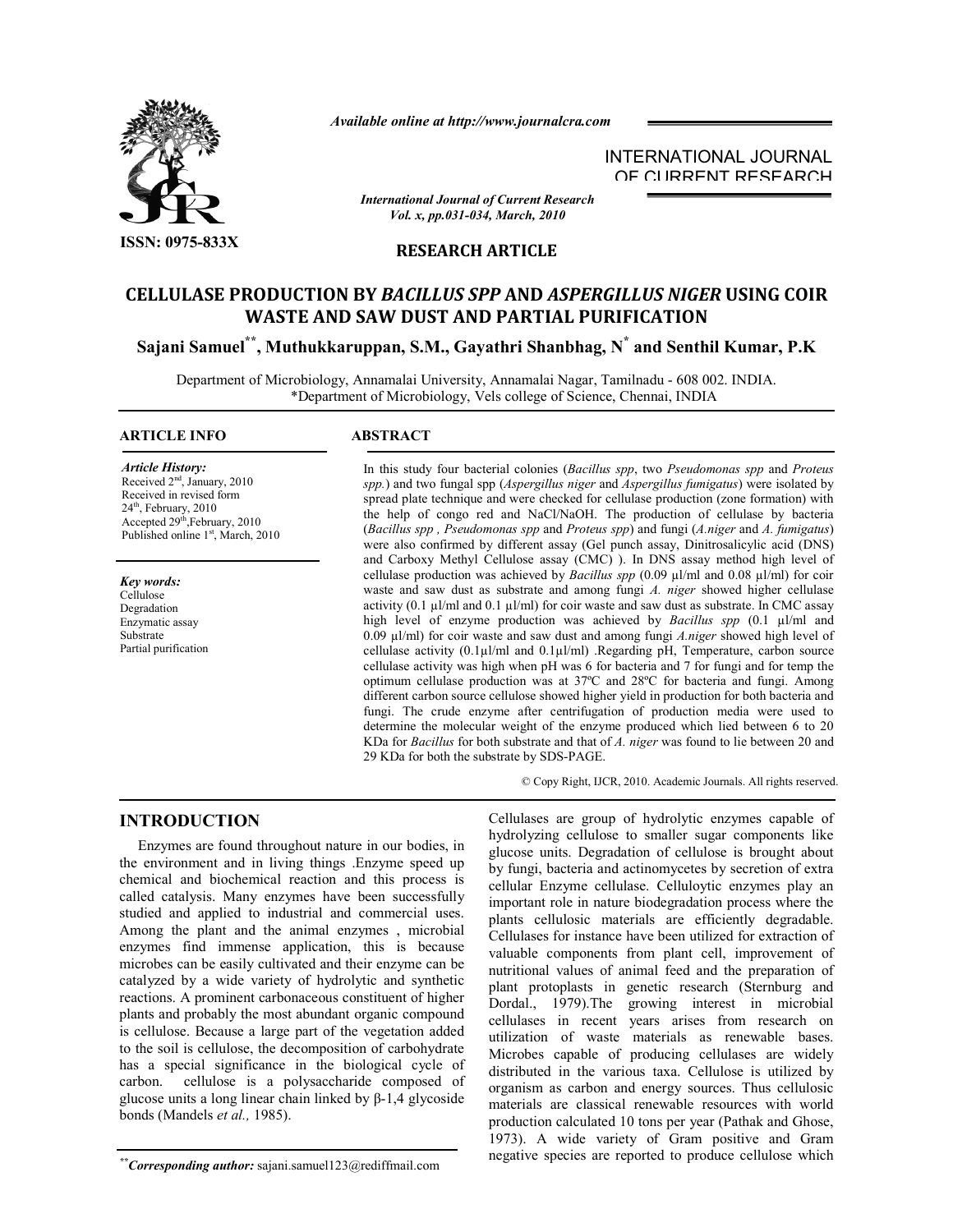*Available online at http://www.journalcra.com*

INTERNATIONAL JOURNAL OF CURRENT RESEARCH

*International Journal of Current Research*
*Vol. x, pp.031-034, March, 2010*

ISSN: 0975-833X

**RESEARCH ARTICLE**

# CELLULASE PRODUCTION BY *BACILLUS SPP* AND *ASPERGILLUS NIGER* USING COIR WASTE AND SAW DUST AND PARTIAL PURIFICATION

**Sajani Samuel[**], Muthukkaruppan, S.M., Gayathri Shanbhag, N[*] and Senthil Kumar, P.K**

Department of Microbiology, Annamalai University, Annamalai Nagar, Tamilnadu - 608 002. INDIA.
*Department of Microbiology, Vels college of Science, Chennai, INDIA

**ARTICLE INFO**

*Article History:*
Received 2[nd], January, 2010
Received in revised form 24[th], February, 2010
Accepted 29[th], February, 2010
Published online 1[st], March, 2010

*Key words:*
Cellulose
Degradation
Enzymatic assay
Substrate
Partial purification

**ABSTRACT**

In this study four bacterial colonies (*Bacillus spp*, two *Pseudomonas spp* and *Proteus spp.*) and two fungal spp (*Aspergillus niger* and *Aspergillus fumigatus*) were isolated by spread plate technique and were checked for cellulase production (zone formation) with the help of congo red and NaCl/NaOH. The production of cellulase by bacteria (*Bacillus spp , Pseudomonas spp* and *Proteus spp*) and fungi (*A.niger* and *A. fumigatus*) were also confirmed by different assay (Gel punch assay, Dinitrosalicylic acid (DNS) and Carboxy Methyl Cellulose assay (CMC) ). In DNS assay method high level of cellulase production was achieved by *Bacillus spp* (0.09 µl/ml and 0.08 µl/ml) for coir waste and saw dust as substrate and among fungi *A. niger* showed higher cellulase activity (0.1 µl/ml and 0.1 µl/ml) for coir waste and saw dust as substrate. In CMC assay high level of enzyme production was achieved by *Bacillus spp* (0.1 µl/ml and 0.09 µl/ml) for coir waste and saw dust and among fungi *A.niger* showed high level of cellulase activity (0.1µl/ml and 0.1µl/ml) .Regarding pH, Temperature, carbon source cellulase activity was high when pH was 6 for bacteria and 7 for fungi and for temp the optimum cellulase production was at 37ºC and 28ºC for bacteria and fungi. Among different carbon source cellulose showed higher yield in production for both bacteria and fungi. The crude enzyme after centrifugation of production media were used to determine the molecular weight of the enzyme produced which lied between 6 to 20 KDa for *Bacillus* for both substrate and that of *A. niger* was found to lie between 20 and 29 KDa for both the substrate by SDS-PAGE.

© Copy Right, IJCR, 2010. Academic Journals. All rights reserved.

## INTRODUCTION

Enzymes are found throughout nature in our bodies, in the environment and in living things .Enzyme speed up chemical and biochemical reaction and this process is called catalysis. Many enzymes have been successfully studied and applied to industrial and commercial uses. Among the plant and the animal enzymes , microbial enzymes find immense application, this is because microbes can be easily cultivated and their enzyme can be catalyzed by a wide variety of hydrolytic and synthetic reactions. A prominent carbonaceous constituent of higher plants and probably the most abundant organic compound is cellulose. Because a large part of the vegetation added to the soil is cellulose, the decomposition of carbohydrate has a special significance in the biological cycle of carbon. cellulose is a polysaccharide composed of glucose units a long linear chain linked by β-1,4 glycoside bonds (Mandels *et al.,* 1985).

Cellulases are group of hydrolytic enzymes capable of hydrolyzing cellulose to smaller sugar components like glucose units. Degradation of cellulose is brought about by fungi, bacteria and actinomycetes by secretion of extra cellular Enzyme cellulase. Celluloytic enzymes play an important role in nature biodegradation process where the plants cellulosic materials are efficiently degradable. Cellulases for instance have been utilized for extraction of valuable components from plant cell, improvement of nutritional values of animal feed and the preparation of plant protoplasts in genetic research (Sternburg and Dordal., 1979).The growing interest in microbial cellulases in recent years arises from research on utilization of waste materials as renewable bases. Microbes capable of producing cellulases are widely distributed in the various taxa. Cellulose is utilized by organism as carbon and energy sources. Thus cellulosic materials are classical renewable resources with world production calculated 10 tons per year (Pathak and Ghose, 1973). A wide variety of Gram positive and Gram negative species are reported to produce cellulose which

[**]*Corresponding author:* sajani.samuel123@rediffmail.com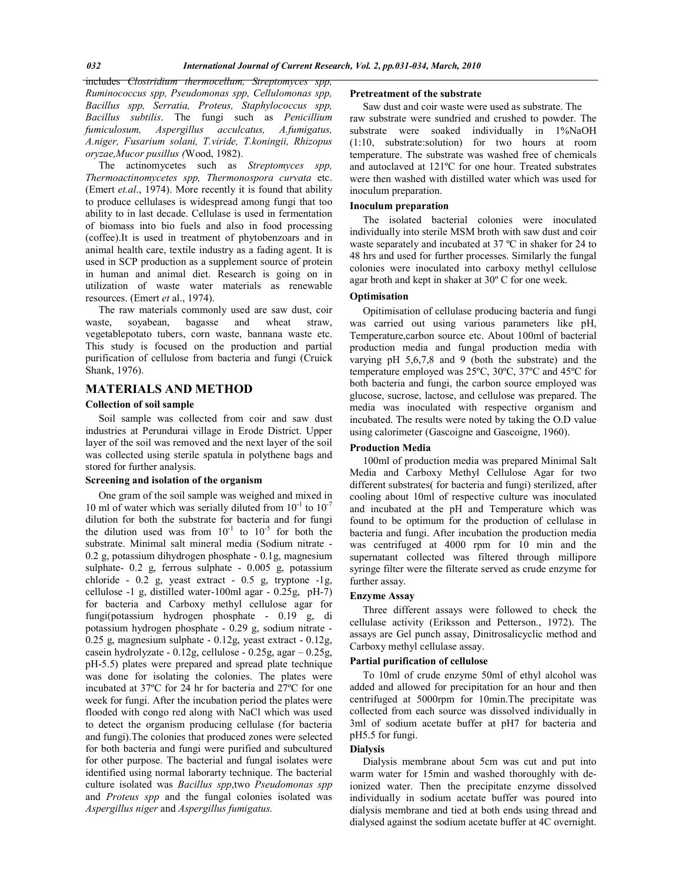includes *Clostridium thermocellum, Streptomyces spp, Ruminococcus spp, Pseudomonas spp, Cellulomonas spp, Bacillus spp, Serratia, Proteus, Staphylococcus spp, Bacillus subtilis*. The fungi such as *Penicillium fumiculosum, Aspergillus acculcatus, A.fumigatus, A.niger, Fusarium solani, T.viride, T.koningii, Rhizopus oryzae,Mucor pusillus (*Wood, 1982).

The actinomycetes such as *Streptomyces spp, Thermoactinomycetes spp, Thermonospora curvata* etc. (Emert *et.al*., 1974). More recently it is found that ability to produce cellulases is widespread among fungi that too ability to in last decade. Cellulase is used in fermentation of biomass into bio fuels and also in food processing (coffee).It is used in treatment of phytobenzoars and in animal health care, textile industry as a fading agent. It is used in SCP production as a supplement source of protein in human and animal diet. Research is going on in utilization of waste water materials as renewable resources. (Emert *et* al., 1974).

The raw materials commonly used are saw dust, coir waste, soyabean, bagasse and wheat straw, vegetablepotato tubers, corn waste, bannana waste etc. This study is focused on the production and partial purification of cellulose from bacteria and fungi (Cruick Shank, 1976).

## MATERIALS AND METHOD

### Collection of soil sample

Soil sample was collected from coir and saw dust industries at Perundurai village in Erode District. Upper layer of the soil was removed and the next layer of the soil was collected using sterile spatula in polythene bags and stored for further analysis.

### Screening and isolation of the organism

One gram of the soil sample was weighed and mixed in 10 ml of water which was serially diluted from $10^{-1}$ to $10^{-7}$ dilution for both the substrate for bacteria and for fungi the dilution used was from $10^{-1}$ to $10^{-5}$ for both the substrate. Minimal salt mineral media (Sodium nitrate - 0.2 g, potassium dihydrogen phosphate - 0.1g, magnesium sulphate- 0.2 g, ferrous sulphate - 0.005 g, potassium chloride - 0.2 g, yeast extract - 0.5 g, tryptone -1g, cellulose -1 g, distilled water-100ml agar - 0.25g, pH-7) for bacteria and Carboxy methyl cellulose agar for fungi(potassium hydrogen phosphate - 0.19 g, di potassium hydrogen phosphate - 0.29 g, sodium nitrate - 0.25 g, magnesium sulphate - 0.12g, yeast extract - 0.12g, casein hydrolyzate - 0.12g, cellulose - 0.25g, agar – 0.25g, pH-5.5) plates were prepared and spread plate technique was done for isolating the colonies. The plates were incubated at 37ºC for 24 hr for bacteria and 27ºC for one week for fungi. After the incubation period the plates were flooded with congo red along with NaCl which was used to detect the organism producing cellulase (for bacteria and fungi).The colonies that produced zones were selected for both bacteria and fungi were purified and subcultured for other purpose. The bacterial and fungal isolates were identified using normal laborarty technique. The bacterial culture isolated was *Bacillus spp*,two *Pseudomonas spp* and *Proteus spp* and the fungal colonies isolated was *Aspergillus niger* and *Aspergillus fumigatus.*

### Pretreatment of the substrate

Saw dust and coir waste were used as substrate. The raw substrate were sundried and crushed to powder. The substrate were soaked individually in 1%NaOH (1:10, substrate:solution) for two hours at room temperature. The substrate was washed free of chemicals and autoclaved at 121ºC for one hour. Treated substrates were then washed with distilled water which was used for inoculum preparation.

### Inoculum preparation

The isolated bacterial colonies were inoculated individually into sterile MSM broth with saw dust and coir waste separately and incubated at 37 ºC in shaker for 24 to 48 hrs and used for further processes. Similarly the fungal colonies were inoculated into carboxy methyl cellulose agar broth and kept in shaker at 30º C for one week.

### Optimisation

Opitimisation of cellulase producing bacteria and fungi was carried out using various parameters like pH, Temperature,carbon source etc. About 100ml of bacterial production media and fungal production media with varying pH 5,6,7,8 and 9 (both the substrate) and the temperature employed was 25ºC, 30ºC, 37ºC and 45ºC for both bacteria and fungi, the carbon source employed was glucose, sucrose, lactose, and cellulose was prepared. The media was inoculated with respective organism and incubated. The results were noted by taking the O.D value using calorimeter (Gascoigne and Gascoigne, 1960).

### Production Media

100ml of production media was prepared Minimal Salt Media and Carboxy Methyl Cellulose Agar for two different substrates( for bacteria and fungi) sterilized, after cooling about 10ml of respective culture was inoculated and incubated at the pH and Temperature which was found to be optimum for the production of cellulase in bacteria and fungi. After incubation the production media was centrifuged at 4000 rpm for 10 min and the supernatant collected was filtered through millipore syringe filter were the filterate served as crude enzyme for further assay.

### Enzyme Assay

Three different assays were followed to check the cellulase activity (Eriksson and Petterson., 1972). The assays are Gel punch assay, Dinitrosalicyclic method and Carboxy methyl cellulase assay.

### Partial purification of cellulose

To 10ml of crude enzyme 50ml of ethyl alcohol was added and allowed for precipitation for an hour and then centrifuged at 5000rpm for 10min.The precipitate was collected from each source was dissolved individually in 3ml of sodium acetate buffer at pH7 for bacteria and pH5.5 for fungi.

### Dialysis

Dialysis membrane about 5cm was cut and put into warm water for 15min and washed thoroughly with de-ionized water. Then the precipitate enzyme dissolved individually in sodium acetate buffer was poured into dialysis membrane and tied at both ends using thread and dialysed against the sodium acetate buffer at 4C overnight.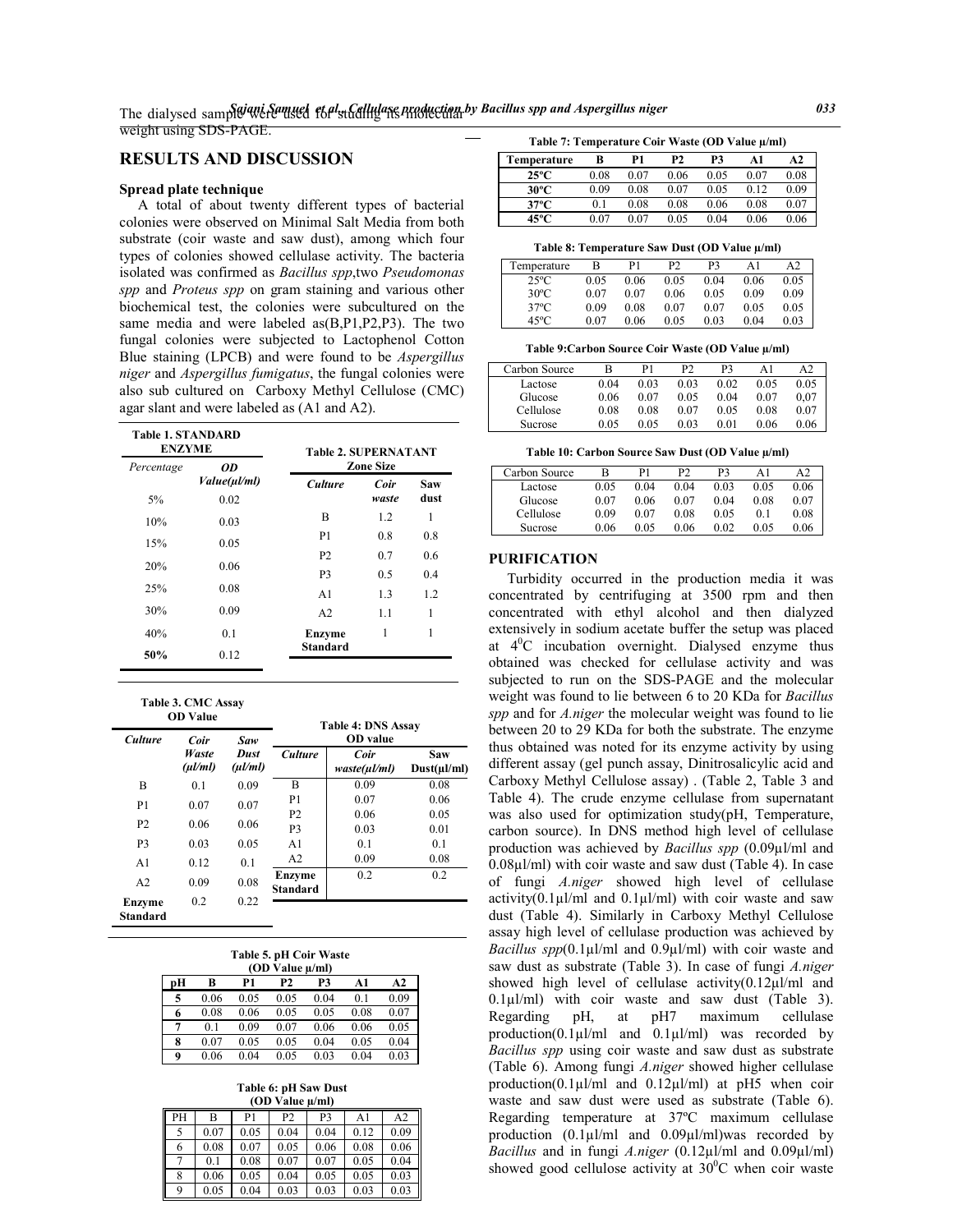The dialysed sample were used for studing its molecular weight using SDS-PAGE.

## RESULTS AND DISCUSSION

### Spread plate technique

A total of about twenty different types of bacterial colonies were observed on Minimal Salt Media from both substrate (coir waste and saw dust), among which four types of colonies showed cellulase activity. The bacteria isolated was confirmed as *Bacillus spp*,two *Pseudomonas spp* and *Proteus spp* on gram staining and various other biochemical test, the colonies were subcultured on the same media and were labeled as(B,P1,P2,P3). The two fungal colonies were subjected to Lactophenol Cotton Blue staining (LPCB) and were found to be *Aspergillus niger* and *Aspergillus fumigatus*, the fungal colonies were also sub cultured on Carboxy Methyl Cellulose (CMC) agar slant and were labeled as (A1 and A2).

**Table 1. STANDARD ENZYME**

| Percentage | OD Value(µl/ml) |
|---|---|
| 5% | 0.02 |
| 10% | 0.03 |
| 15% | 0.05 |
| 20% | 0.06 |
| 25% | 0.08 |
| 30% | 0.09 |
| 40% | 0.1 |
| **50%** | 0.12 |

**Table 2. SUPERNATANT Zone Size**

| Culture | Coir waste | Saw dust |
|---|---|---|
| B | 1.2 | 1 |
| P1 | 0.8 | 0.8 |
| P2 | 0.7 | 0.6 |
| P3 | 0.5 | 0.4 |
| A1 | 1.3 | 1.2 |
| A2 | 1.1 | 1 |
| Enzyme Standard | 1 | 1 |

**Table 3. CMC Assay OD Value**

| Culture | Coir Waste (µl/ml) | Saw Dust (µl/ml) |
|---|---|---|
| B | 0.1 | 0.09 |
| P1 | 0.07 | 0.07 |
| P2 | 0.06 | 0.06 |
| P3 | 0.03 | 0.05 |
| A1 | 0.12 | 0.1 |
| A2 | 0.09 | 0.08 |
| Enzyme Standard | 0.2 | 0.22 |

**Table 4: DNS Assay OD value**

| Culture | Coir waste(µl/ml) | Saw Dust(µl/ml) |
|---|---|---|
| B | 0.09 | 0.08 |
| P1 | 0.07 | 0.06 |
| P2 | 0.06 | 0.05 |
| P3 | 0.03 | 0.01 |
| A1 | 0.1 | 0.1 |
| A2 | 0.09 | 0.08 |
| Enzyme Standard | 0.2 | 0.2 |

**Table 5. pH Coir Waste (OD Value µ/ml)**

| pH | B | P1 | P2 | P3 | A1 | A2 |
|---|---|---|---|---|---|---|
| 5 | 0.06 | 0.05 | 0.05 | 0.04 | 0.1 | 0.09 |
| 6 | 0.08 | 0.06 | 0.05 | 0.05 | 0.08 | 0.07 |
| 7 | 0.1 | 0.09 | 0.07 | 0.06 | 0.06 | 0.05 |
| 8 | 0.07 | 0.05 | 0.05 | 0.04 | 0.05 | 0.04 |
| 9 | 0.06 | 0.04 | 0.05 | 0.03 | 0.04 | 0.03 |

**Table 6: pH Saw Dust (OD Value µ/ml)**

| PH | B | P1 | P2 | P3 | A1 | A2 |
|---|---|---|---|---|---|---|
| 5 | 0.07 | 0.05 | 0.04 | 0.04 | 0.12 | 0.09 |
| 6 | 0.08 | 0.07 | 0.05 | 0.06 | 0.08 | 0.06 |
| 7 | 0.1 | 0.08 | 0.07 | 0.07 | 0.05 | 0.04 |
| 8 | 0.06 | 0.05 | 0.04 | 0.05 | 0.05 | 0.03 |
| 9 | 0.05 | 0.04 | 0.03 | 0.03 | 0.03 | 0.03 |

**Table 7: Temperature Coir Waste (OD Value µ/ml)**

| Temperature | B | P1 | P2 | P3 | A1 | A2 |
|---|---|---|---|---|---|---|
| 25ºC | 0.08 | 0.07 | 0.06 | 0.05 | 0.07 | 0.08 |
| 30ºC | 0.09 | 0.08 | 0.07 | 0.05 | 0.12 | 0.09 |
| 37ºC | 0.1 | 0.08 | 0.08 | 0.06 | 0.08 | 0.07 |
| 45ºC | 0.07 | 0.07 | 0.05 | 0.04 | 0.06 | 0.06 |

**Table 8: Temperature Saw Dust (OD Value µ/ml)**

| Temperature | B | P1 | P2 | P3 | A1 | A2 |
|---|---|---|---|---|---|---|
| 25ºC | 0.05 | 0.06 | 0.05 | 0.04 | 0.06 | 0.05 |
| 30ºC | 0.07 | 0.07 | 0.06 | 0.05 | 0.09 | 0.09 |
| 37ºC | 0.09 | 0.08 | 0.07 | 0.07 | 0.05 | 0.05 |
| 45ºC | 0.07 | 0.06 | 0.05 | 0.03 | 0.04 | 0.03 |

**Table 9:Carbon Source Coir Waste (OD Value µ/ml)**

| Carbon Source | B | P1 | P2 | P3 | A1 | A2 |
|---|---|---|---|---|---|---|
| Lactose | 0.04 | 0.03 | 0.03 | 0.02 | 0.05 | 0.05 |
| Glucose | 0.06 | 0.07 | 0.05 | 0.04 | 0.07 | 0,07 |
| Cellulose | 0.08 | 0.08 | 0.07 | 0.05 | 0.08 | 0.07 |
| Sucrose | 0.05 | 0.05 | 0.03 | 0.01 | 0.06 | 0.06 |

**Table 10: Carbon Source Saw Dust (OD Value µ/ml)**

| Carbon Source | B | P1 | P2 | P3 | A1 | A2 |
|---|---|---|---|---|---|---|
| Lactose | 0.05 | 0.04 | 0.04 | 0.03 | 0.05 | 0.06 |
| Glucose | 0.07 | 0.06 | 0.07 | 0.04 | 0.08 | 0.07 |
| Cellulose | 0.09 | 0.07 | 0.08 | 0.05 | 0.1 | 0.08 |
| Sucrose | 0.06 | 0.05 | 0.06 | 0.02 | 0.05 | 0.06 |

### PURIFICATION

Turbidity occurred in the production media it was concentrated by centrifuging at 3500 rpm and then concentrated with ethyl alcohol and then dialyzed extensively in sodium acetate buffer the setup was placed at 4$^0$C incubation overnight. Dialysed enzyme thus obtained was checked for cellulase activity and was subjected to run on the SDS-PAGE and the molecular weight was found to lie between 6 to 20 KDa for *Bacillus spp* and for *A.niger* the molecular weight was found to lie between 20 to 29 KDa for both the substrate. The enzyme thus obtained was noted for its enzyme activity by using different assay (gel punch assay, Dinitrosalicylic acid and Carboxy Methyl Cellulose assay) . (Table 2, Table 3 and Table 4). The crude enzyme cellulase from supernatant was also used for optimization study(pH, Temperature, carbon source). In DNS method high level of cellulase production was achieved by *Bacillus spp* (0.09µl/ml and 0.08µl/ml) with coir waste and saw dust (Table 4). In case of fungi *A.niger* showed high level of cellulase activity(0.1µl/ml and 0.1µl/ml) with coir waste and saw dust (Table 4). Similarly in Carboxy Methyl Cellulose assay high level of cellulase production was achieved by *Bacillus spp*(0.1µl/ml and 0.9µl/ml) with coir waste and saw dust as substrate (Table 3). In case of fungi *A.niger* showed high level of cellulase activity(0.12µl/ml and 0.1µl/ml) with coir waste and saw dust (Table 3). Regarding pH, at pH7 maximum cellulase production(0.1µl/ml and 0.1µl/ml) was recorded by *Bacillus spp* using coir waste and saw dust as substrate (Table 6). Among fungi *A.niger* showed higher cellulase production(0.1µl/ml and 0.12µl/ml) at pH5 when coir waste and saw dust were used as substrate (Table 6). Regarding temperature at 37ºC maximum cellulase production (0.1µl/ml and 0.09µl/ml)was recorded by *Bacillus* and in fungi *A.niger* (0.12µl/ml and 0.09µl/ml) showed good cellulose activity at 30$^0$C when coir waste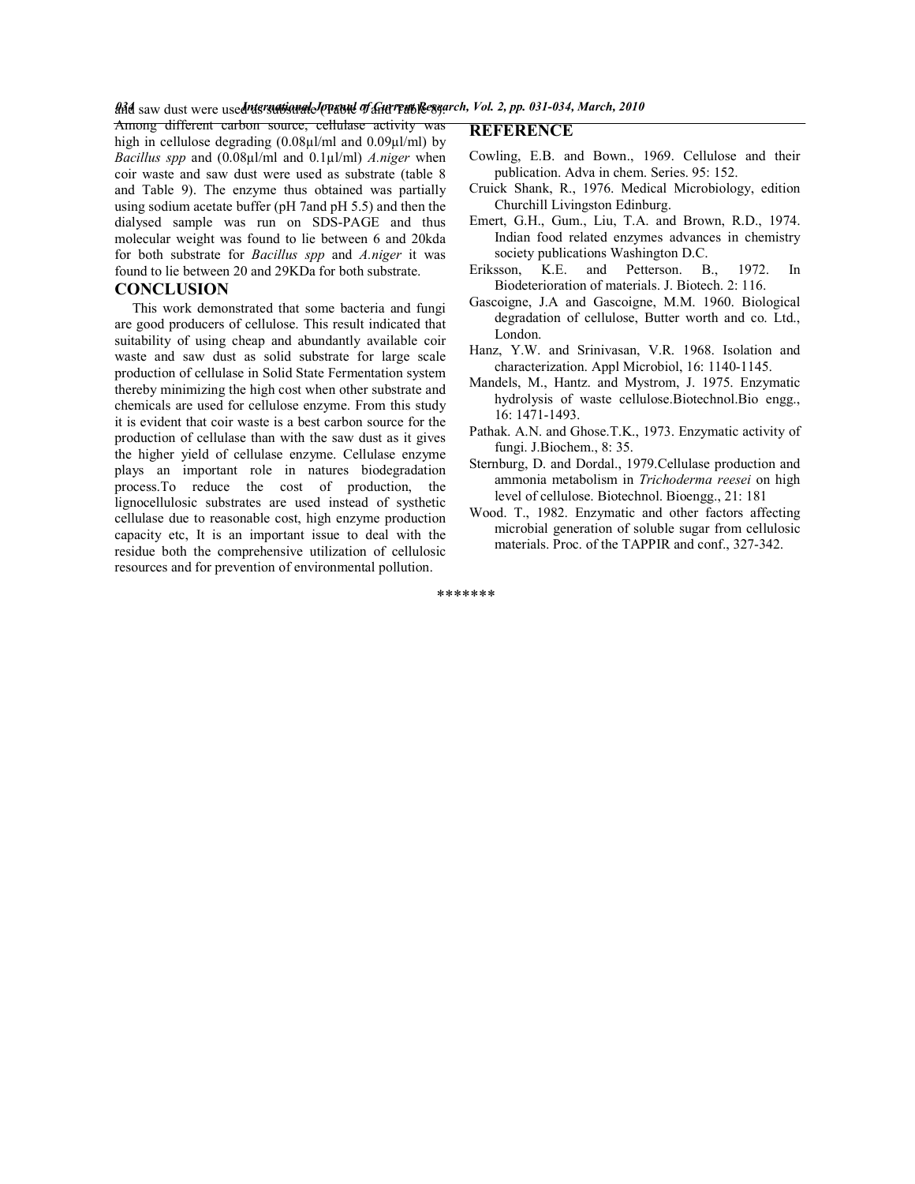and saw dust were used as substrate (Table 7 and Table 8). Among different carbon source, cellulase activity was high in cellulose degrading (0.08µl/ml and 0.09µl/ml) by *Bacillus spp* and (0.08µl/ml and 0.1µl/ml) *A.niger* when coir waste and saw dust were used as substrate (table 8 and Table 9). The enzyme thus obtained was partially using sodium acetate buffer (pH 7and pH 5.5) and then the dialysed sample was run on SDS-PAGE and thus molecular weight was found to lie between 6 and 20kda for both substrate for *Bacillus spp* and *A.niger* it was found to lie between 20 and 29KDa for both substrate.

## CONCLUSION

This work demonstrated that some bacteria and fungi are good producers of cellulose. This result indicated that suitability of using cheap and abundantly available coir waste and saw dust as solid substrate for large scale production of cellulase in Solid State Fermentation system thereby minimizing the high cost when other substrate and chemicals are used for cellulose enzyme. From this study it is evident that coir waste is a best carbon source for the production of cellulase than with the saw dust as it gives the higher yield of cellulase enzyme. Cellulase enzyme plays an important role in natures biodegradation process.To reduce the cost of production, the lignocellulosic substrates are used instead of systhetic cellulase due to reasonable cost, high enzyme production capacity etc, It is an important issue to deal with the residue both the comprehensive utilization of cellulosic resources and for prevention of environmental pollution.

## REFERENCE

Cowling, E.B. and Bown., 1969. Cellulose and their publication. Adva in chem. Series. 95: 152.

Cruick Shank, R., 1976. Medical Microbiology, edition Churchill Livingston Edinburg.

Emert, G.H., Gum., Liu, T.A. and Brown, R.D., 1974. Indian food related enzymes advances in chemistry society publications Washington D.C.

Eriksson, K.E. and Petterson. B., 1972. In Biodeterioration of materials. J. Biotech. 2: 116.

Gascoigne, J.A and Gascoigne, M.M. 1960. Biological degradation of cellulose, Butter worth and co. Ltd., London.

Hanz, Y.W. and Srinivasan, V.R. 1968. Isolation and characterization. Appl Microbiol, 16: 1140-1145.

Mandels, M., Hantz. and Mystrom, J. 1975. Enzymatic hydrolysis of waste cellulose.Biotechnol.Bio engg., 16: 1471-1493.

Pathak. A.N. and Ghose.T.K., 1973. Enzymatic activity of fungi. J.Biochem., 8: 35.

Sternburg, D. and Dordal., 1979.Cellulase production and ammonia metabolism in *Trichoderma reesei* on high level of cellulose. Biotechnol. Bioengg., 21: 181

Wood. T., 1982. Enzymatic and other factors affecting microbial generation of soluble sugar from cellulosic materials. Proc. of the TAPPIR and conf., 327-342.

*******